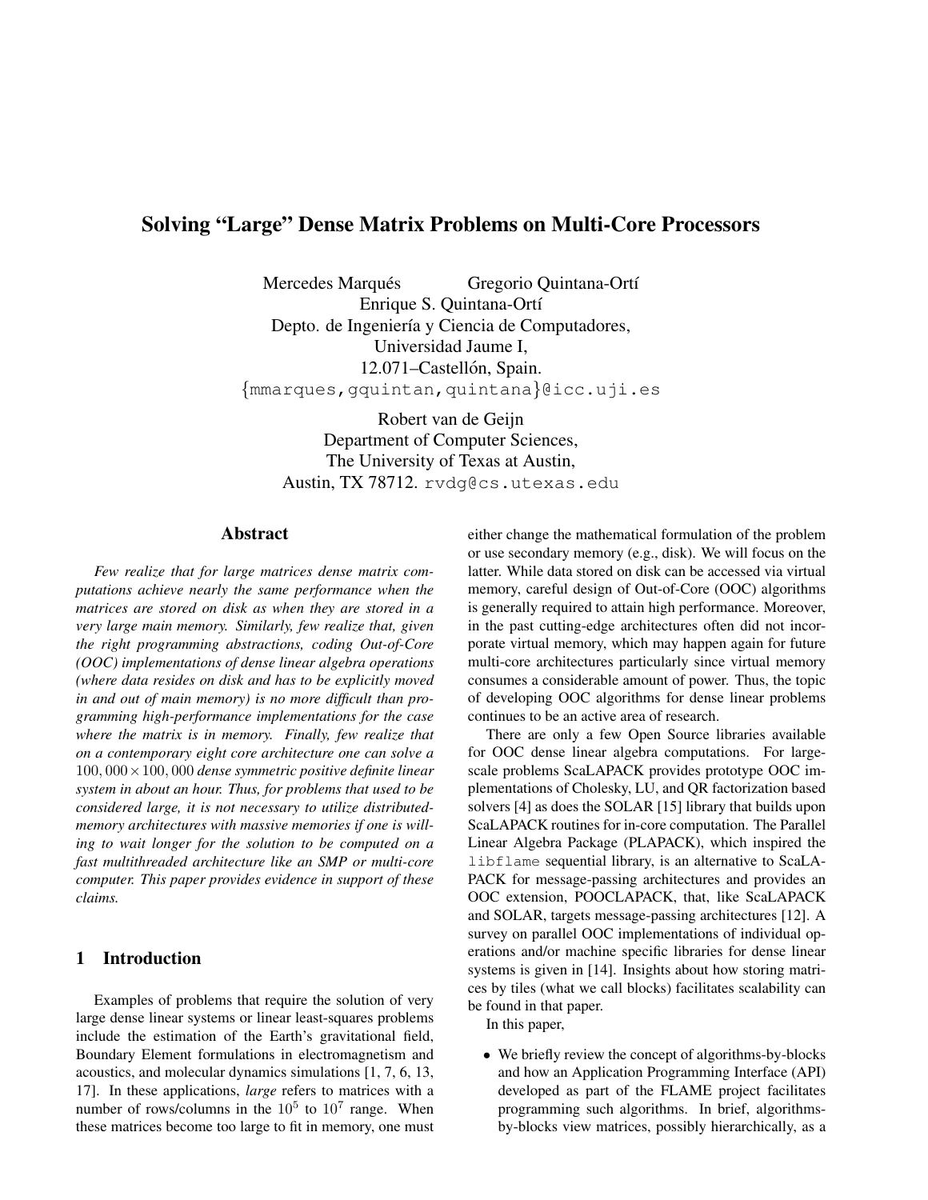# Solving "Large" Dense Matrix Problems on Multi-Core Processors

Mercedes Marqués  Gregorio Quintana-Ortí
Enrique S. Quintana-Ortí
Depto. de Ingeniería y Ciencia de Computadores,
Universidad Jaume I,
12.071–Castellón, Spain.
{mmarques,gquintan,quintana}@icc.uji.es

Robert van de Geijn
Department of Computer Sciences,
The University of Texas at Austin,
Austin, TX 78712. rvdg@cs.utexas.edu

## Abstract

*Few realize that for large matrices dense matrix computations achieve nearly the same performance when the matrices are stored on disk as when they are stored in a very large main memory. Similarly, few realize that, given the right programming abstractions, coding Out-of-Core (OOC) implementations of dense linear algebra operations (where data resides on disk and has to be explicitly moved in and out of main memory) is no more difficult than programming high-performance implementations for the case where the matrix is in memory. Finally, few realize that on a contemporary eight core architecture one can solve a* $100,000 \times 100,000$ *dense symmetric positive definite linear system in about an hour. Thus, for problems that used to be considered large, it is not necessary to utilize distributed-memory architectures with massive memories if one is willing to wait longer for the solution to be computed on a fast multithreaded architecture like an SMP or multi-core computer. This paper provides evidence in support of these claims.*

## 1 Introduction

Examples of problems that require the solution of very large dense linear systems or linear least-squares problems include the estimation of the Earth's gravitational field, Boundary Element formulations in electromagnetism and acoustics, and molecular dynamics simulations [1, 7, 6, 13, 17]. In these applications, *large* refers to matrices with a number of rows/columns in the $10^5$ to $10^7$ range. When these matrices become too large to fit in memory, one must either change the mathematical formulation of the problem or use secondary memory (e.g., disk). We will focus on the latter. While data stored on disk can be accessed via virtual memory, careful design of Out-of-Core (OOC) algorithms is generally required to attain high performance. Moreover, in the past cutting-edge architectures often did not incorporate virtual memory, which may happen again for future multi-core architectures particularly since virtual memory consumes a considerable amount of power. Thus, the topic of developing OOC algorithms for dense linear problems continues to be an active area of research.

There are only a few Open Source libraries available for OOC dense linear algebra computations. For large-scale problems ScaLAPACK provides prototype OOC implementations of Cholesky, LU, and QR factorization based solvers [4] as does the SOLAR [15] library that builds upon ScaLAPACK routines for in-core computation. The Parallel Linear Algebra Package (PLAPACK), which inspired the libflame sequential library, is an alternative to ScaLAPACK for message-passing architectures and provides an OOC extension, POOCLAPACK, that, like ScaLAPACK and SOLAR, targets message-passing architectures [12]. A survey on parallel OOC implementations of individual operations and/or machine specific libraries for dense linear systems is given in [14]. Insights about how storing matrices by tiles (what we call blocks) facilitates scalability can be found in that paper.

In this paper,

- We briefly review the concept of algorithms-by-blocks and how an Application Programming Interface (API) developed as part of the FLAME project facilitates programming such algorithms. In brief, algorithms-by-blocks view matrices, possibly hierarchically, as a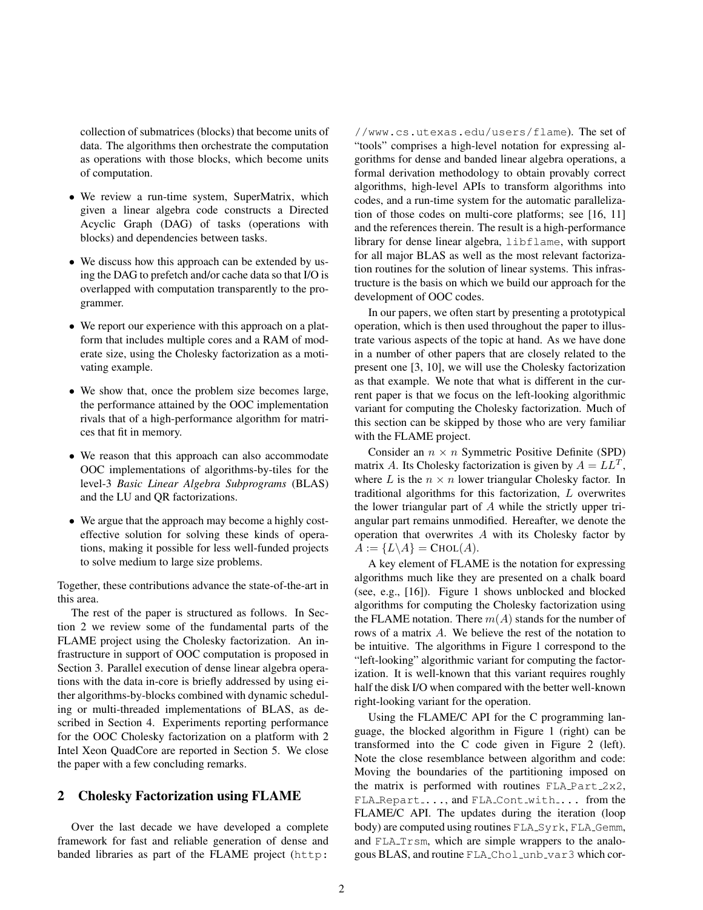collection of submatrices (blocks) that become units of data. The algorithms then orchestrate the computation as operations with those blocks, which become units of computation.

- We review a run-time system, SuperMatrix, which given a linear algebra code constructs a Directed Acyclic Graph (DAG) of tasks (operations with blocks) and dependencies between tasks.
- We discuss how this approach can be extended by using the DAG to prefetch and/or cache data so that I/O is overlapped with computation transparently to the programmer.
- We report our experience with this approach on a platform that includes multiple cores and a RAM of moderate size, using the Cholesky factorization as a motivating example.
- We show that, once the problem size becomes large, the performance attained by the OOC implementation rivals that of a high-performance algorithm for matrices that fit in memory.
- We reason that this approach can also accommodate OOC implementations of algorithms-by-tiles for the level-3 *Basic Linear Algebra Subprograms* (BLAS) and the LU and QR factorizations.
- We argue that the approach may become a highly cost-effective solution for solving these kinds of operations, making it possible for less well-funded projects to solve medium to large size problems.

Together, these contributions advance the state-of-the-art in this area.

The rest of the paper is structured as follows. In Section 2 we review some of the fundamental parts of the FLAME project using the Cholesky factorization. An infrastructure in support of OOC computation is proposed in Section 3. Parallel execution of dense linear algebra operations with the data in-core is briefly addressed by using either algorithms-by-blocks combined with dynamic scheduling or multi-threaded implementations of BLAS, as described in Section 4. Experiments reporting performance for the OOC Cholesky factorization on a platform with 2 Intel Xeon QuadCore are reported in Section 5. We close the paper with a few concluding remarks.

## 2 Cholesky Factorization using FLAME

Over the last decade we have developed a complete framework for fast and reliable generation of dense and banded libraries as part of the FLAME project (`http://www.cs.utexas.edu/users/flame`). The set of "tools" comprises a high-level notation for expressing algorithms for dense and banded linear algebra operations, a formal derivation methodology to obtain provably correct algorithms, high-level APIs to transform algorithms into codes, and a run-time system for the automatic parallelization of those codes on multi-core platforms; see [16, 11] and the references therein. The result is a high-performance library for dense linear algebra, `libflame`, with support for all major BLAS as well as the most relevant factorization routines for the solution of linear systems. This infrastructure is the basis on which we build our approach for the development of OOC codes.

In our papers, we often start by presenting a prototypical operation, which is then used throughout the paper to illustrate various aspects of the topic at hand. As we have done in a number of other papers that are closely related to the present one [3, 10], we will use the Cholesky factorization as that example. We note that what is different in the current paper is that we focus on the left-looking algorithmic variant for computing the Cholesky factorization. Much of this section can be skipped by those who are very familiar with the FLAME project.

Consider an $n \times n$ Symmetric Positive Definite (SPD) matrix $A$. Its Cholesky factorization is given by $A = LL^T$, where $L$ is the $n \times n$ lower triangular Cholesky factor. In traditional algorithms for this factorization, $L$ overwrites the lower triangular part of $A$ while the strictly upper triangular part remains unmodified. Hereafter, we denote the operation that overwrites $A$ with its Cholesky factor by $A := \{L \backslash A\} = \text{CHOL}(A)$.

A key element of FLAME is the notation for expressing algorithms much like they are presented on a chalk board (see, e.g., [16]). Figure 1 shows unblocked and blocked algorithms for computing the Cholesky factorization using the FLAME notation. There $m(A)$ stands for the number of rows of a matrix $A$. We believe the rest of the notation to be intuitive. The algorithms in Figure 1 correspond to the "left-looking" algorithmic variant for computing the factorization. It is well-known that this variant requires roughly half the disk I/O when compared with the better well-known right-looking variant for the operation.

Using the FLAME/C API for the C programming language, the blocked algorithm in Figure 1 (right) can be transformed into the C code given in Figure 2 (left). Note the close resemblance between algorithm and code: Moving the boundaries of the partitioning imposed on the matrix is performed with routines `FLA_Part_2x2`, `FLA_Repart_...`, and `FLA_Cont_with_...` from the FLAME/C API. The updates during the iteration (loop body) are computed using routines `FLA_Syrk`, `FLA_Gemm`, and `FLA_Trsm`, which are simple wrappers to the analogous BLAS, and routine `FLA_Chol_unb_var3` which cor-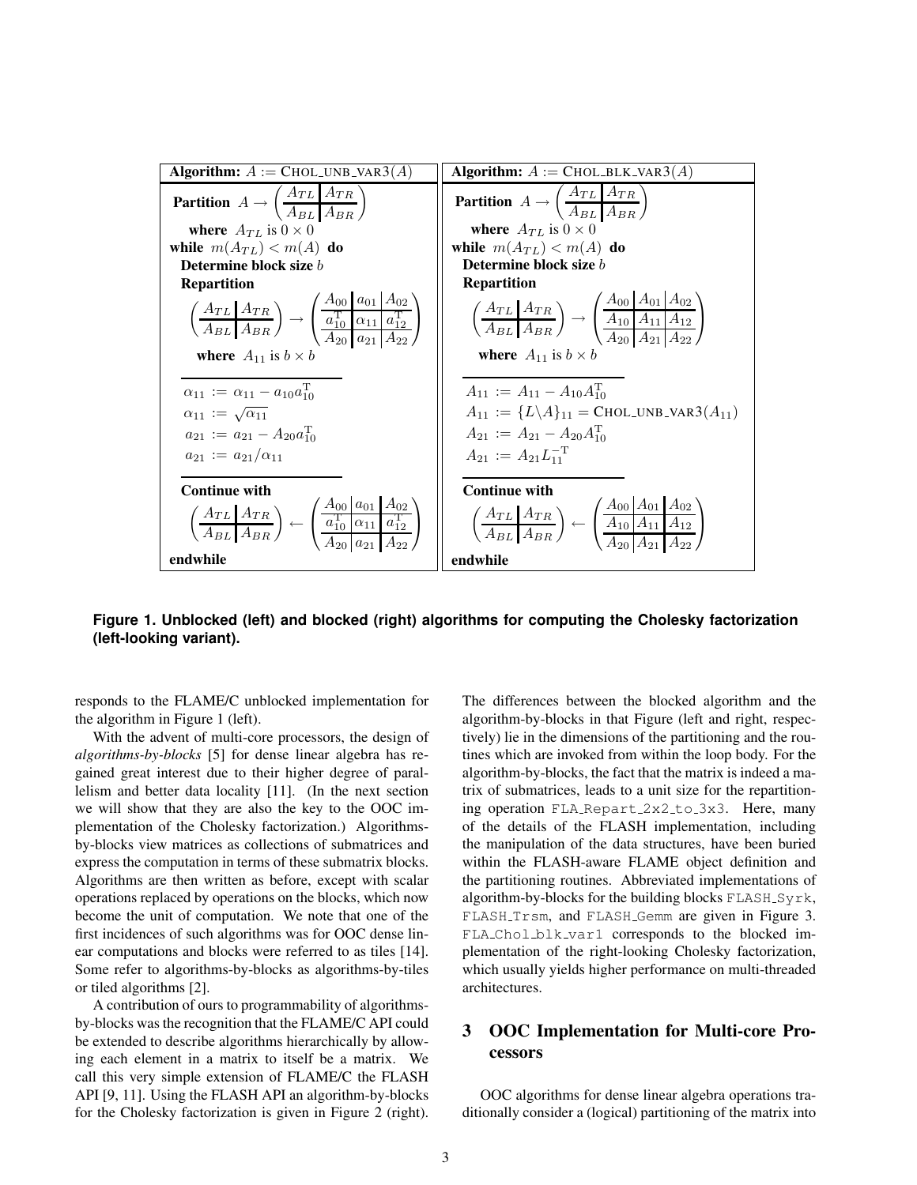| **Algorithm:** $A := \text{CHOL\_UNB\_VAR3}(A)$ | **Algorithm:** $A := \text{CHOL\_BLK\_VAR3}(A)$ |
| --- | --- |
| **Partition** $A \rightarrow \left(\begin{array}{c\|c} A_{TL} & A_{TR} \\ \hline A_{BL} & A_{BR} \end{array}\right)$ where $A_{TL}$ is $0 \times 0$ | **Partition** $A \rightarrow \left(\begin{array}{c\|c} A_{TL} & A_{TR} \\ \hline A_{BL} & A_{BR} \end{array}\right)$ where $A_{TL}$ is $0 \times 0$ |
| **while** $m(A_{TL}) < m(A)$ **do** | **while** $m(A_{TL}) < m(A)$ **do** |
| **Determine block size** $b$ | **Determine block size** $b$ |
| **Repartition** $\left(\begin{array}{c\|c} A_{TL} & A_{TR} \\ \hline A_{BL} & A_{BR} \end{array}\right) \rightarrow \left(\begin{array}{c\|c\|c} A_{00} & a_{01} & A_{02} \\ \hline a_{10}^{\mathrm{T}} & \alpha_{11} & a_{12}^{\mathrm{T}} \\ \hline A_{20} & a_{21} & A_{22} \end{array}\right)$ where $A_{11}$ is $b \times b$ | **Repartition** $\left(\begin{array}{c\|c} A_{TL} & A_{TR} \\ \hline A_{BL} & A_{BR} \end{array}\right) \rightarrow \left(\begin{array}{c\|c\|c} A_{00} & A_{01} & A_{02} \\ \hline A_{10} & A_{11} & A_{12} \\ \hline A_{20} & A_{21} & A_{22} \end{array}\right)$ where $A_{11}$ is $b \times b$ |
| $\alpha_{11} := \alpha_{11} - a_{10}a_{10}^{\mathrm{T}}$ <br> $\alpha_{11} := \sqrt{\alpha_{11}}$ <br> $a_{21} := a_{21} - A_{20}a_{10}^{\mathrm{T}}$ <br> $a_{21} := a_{21}/\alpha_{11}$ | $A_{11} := A_{11} - A_{10}A_{10}^{\mathrm{T}}$ <br> $A_{11} := \{L \backslash A\}_{11} = \text{CHOL\_UNB\_VAR3}(A_{11})$ <br> $A_{21} := A_{21} - A_{20}A_{10}^{\mathrm{T}}$ <br> $A_{21} := A_{21}L_{11}^{-\mathrm{T}}$ |
| **Continue with** $\left(\begin{array}{c\|c} A_{TL} & A_{TR} \\ \hline A_{BL} & A_{BR} \end{array}\right) \leftarrow \left(\begin{array}{c\|c\|c} A_{00} & a_{01} & A_{02} \\ \hline a_{10}^{\mathrm{T}} & \alpha_{11} & a_{12}^{\mathrm{T}} \\ \hline A_{20} & a_{21} & A_{22} \end{array}\right)$ | **Continue with** $\left(\begin{array}{c\|c} A_{TL} & A_{TR} \\ \hline A_{BL} & A_{BR} \end{array}\right) \leftarrow \left(\begin{array}{c\|c\|c} A_{00} & A_{01} & A_{02} \\ \hline A_{10} & A_{11} & A_{12} \\ \hline A_{20} & A_{21} & A_{22} \end{array}\right)$ |
| **endwhile** | **endwhile** |

**Figure 1. Unblocked (left) and blocked (right) algorithms for computing the Cholesky factorization (left-looking variant).**

responds to the FLAME/C unblocked implementation for the algorithm in Figure 1 (left).

With the advent of multi-core processors, the design of *algorithms-by-blocks* [5] for dense linear algebra has regained great interest due to their higher degree of parallelism and better data locality [11]. (In the next section we will show that they are also the key to the OOC implementation of the Cholesky factorization.) Algorithms-by-blocks view matrices as collections of submatrices and express the computation in terms of these submatrix blocks. Algorithms are then written as before, except with scalar operations replaced by operations on the blocks, which now become the unit of computation. We note that one of the first incidences of such algorithms was for OOC dense linear computations and blocks were referred to as tiles [14]. Some refer to algorithms-by-blocks as algorithms-by-tiles or tiled algorithms [2].

A contribution of ours to programmability of algorithms-by-blocks was the recognition that the FLAME/C API could be extended to describe algorithms hierarchically by allowing each element in a matrix to itself be a matrix. We call this very simple extension of FLAME/C the FLASH API [9, 11]. Using the FLASH API an algorithm-by-blocks for the Cholesky factorization is given in Figure 2 (right). The differences between the blocked algorithm and the algorithm-by-blocks in that Figure (left and right, respectively) lie in the dimensions of the partitioning and the routines which are invoked from within the loop body. For the algorithm-by-blocks, the fact that the matrix is indeed a matrix of submatrices, leads to a unit size for the repartitioning operation `FLA_Repart_2x2_to_3x3`. Here, many of the details of the FLASH implementation, including the manipulation of the data structures, have been buried within the FLASH-aware FLAME object definition and the partitioning routines. Abbreviated implementations of algorithm-by-blocks for the building blocks `FLASH_Syrk`, `FLASH_Trsm`, and `FLASH_Gemm` are given in Figure 3. `FLA_Chol_blk_var1` corresponds to the blocked implementation of the right-looking Cholesky factorization, which usually yields higher performance on multi-threaded architectures.

## 3 OOC Implementation for Multi-core Processors

OOC algorithms for dense linear algebra operations traditionally consider a (logical) partitioning of the matrix into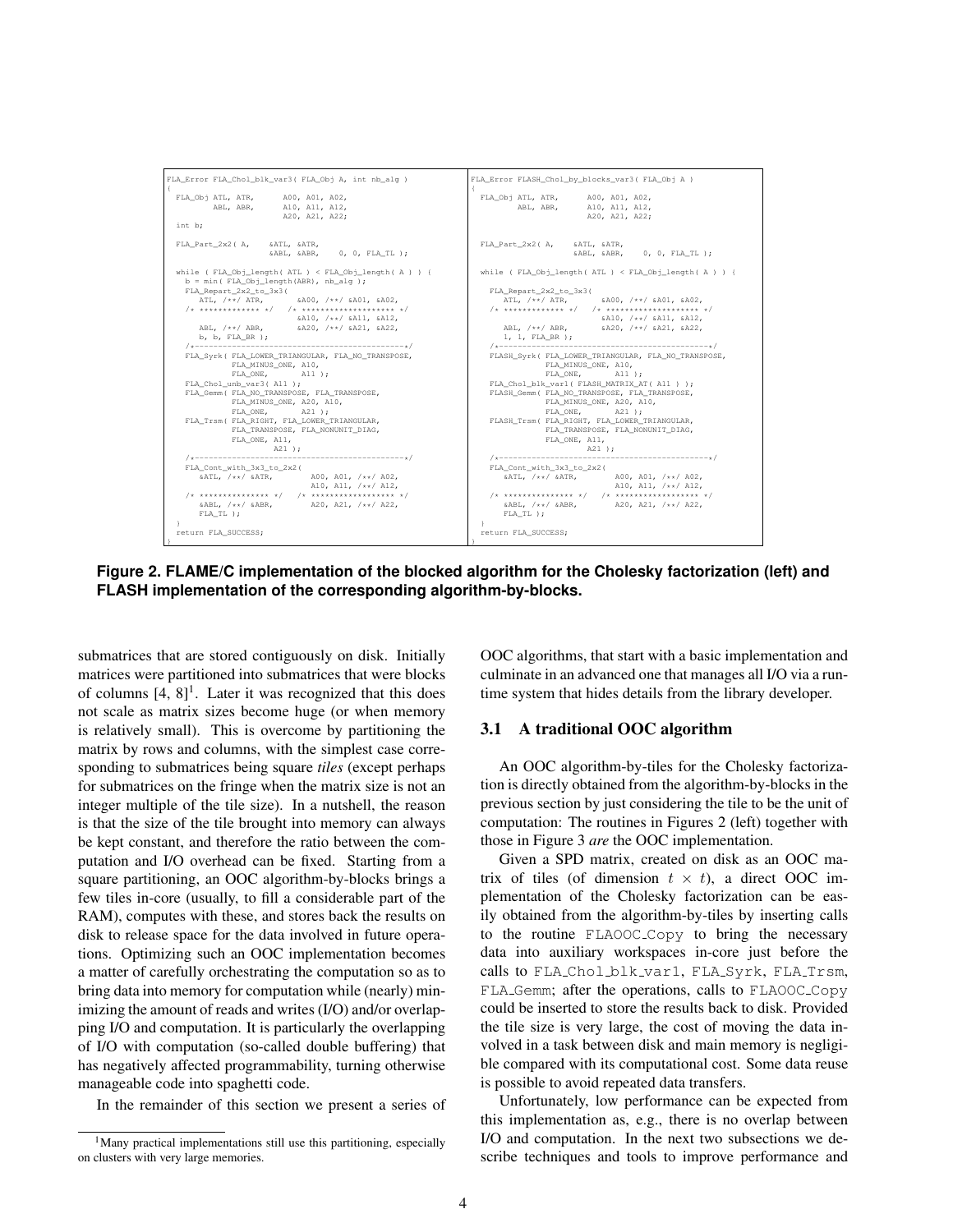```c
FLA_Error FLA_Chol_blk_var3( FLA_Obj A, int nb_alg )
{
  FLA_Obj ATL, ATR,      A00, A01, A02,
          ABL, ABR,      A10, A11, A12,
                         A20, A21, A22;
  int b;

  FLA_Part_2x2( A,    &ATL, &ATR,
                      &ABL, &ABR,    0, 0, FLA_TL );

  while ( FLA_Obj_length( ATL ) < FLA_Obj_length( A ) ) {
    b = min( FLA_Obj_length(ABR), nb_alg );
    FLA_Repart_2x2_to_3x3(
       ATL, /**/ ATR,       &A00, /**/ &A01, &A02,
    /* ************* */   /* ******************** */
                            &A10, /**/ &A11, &A12,
       ABL, /**/ ABR,       &A20, /**/ &A21, &A22,
       b, b, FLA_BR );
    /*---------------------------------------------*/
    FLA_Syrk( FLA_LOWER_TRIANGULAR, FLA_NO_TRANSPOSE,
              FLA_MINUS_ONE, A10,
              FLA_ONE,       A11 );
    FLA_Chol_unb_var3( A11 );
    FLA_Gemm( FLA_NO_TRANSPOSE, FLA_TRANSPOSE,
              FLA_MINUS_ONE, A20, A10,
              FLA_ONE,       A21 );
    FLA_Trsm( FLA_RIGHT, FLA_LOWER_TRIANGULAR,
              FLA_TRANSPOSE, FLA_NONUNIT_DIAG,
              FLA_ONE, A11,
                       A21 );
    /*---------------------------------------------*/
    FLA_Cont_with_3x3_to_2x2(
       &ATL, /**/ &ATR,       A00, A01, /**/ A02,
                              A10, A11, /**/ A12,
    /* *************** */   /* ****************** */
       &ABL, /**/ &ABR,       A20, A21, /**/ A22,
       FLA_TL );
  }
  return FLA_SUCCESS;
}
```

```c
FLA_Error FLASH_Chol_by_blocks_var3( FLA_Obj A )
{
  FLA_Obj ATL, ATR,      A00, A01, A02,
          ABL, ABR,      A10, A11, A12,
                         A20, A21, A22;

  FLA_Part_2x2( A,    &ATL, &ATR,
                      &ABL, &ABR,    0, 0, FLA_TL );

  while ( FLA_Obj_length( ATL ) < FLA_Obj_length( A ) ) {

    FLA_Repart_2x2_to_3x3(
       ATL, /**/ ATR,       &A00, /**/ &A01, &A02,
    /* ************* */   /* ******************** */
                            &A10, /**/ &A11, &A12,
       ABL, /**/ ABR,       &A20, /**/ &A21, &A22,
       1, 1, FLA_BR );
    /*---------------------------------------------*/
    FLASH_Syrk( FLA_LOWER_TRIANGULAR, FLA_NO_TRANSPOSE,
                FLA_MINUS_ONE, A10,
                FLA_ONE,       A11 );
    FLA_Chol_blk_var1( FLASH_MATRIX_AT( A11 ) );
    FLASH_Gemm( FLA_NO_TRANSPOSE, FLA_TRANSPOSE,
                FLA_MINUS_ONE, A20, A10,
                FLA_ONE,       A21 );
    FLASH_Trsm( FLA_RIGHT, FLA_LOWER_TRIANGULAR,
                FLA_TRANSPOSE, FLA_NONUNIT_DIAG,
                FLA_ONE, A11,
                         A21 );
    /*---------------------------------------------*/
    FLA_Cont_with_3x3_to_2x2(
       &ATL, /**/ &ATR,       A00, A01, /**/ A02,
                              A10, A11, /**/ A12,
    /* *************** */   /* ****************** */
       &ABL, /**/ &ABR,       A20, A21, /**/ A22,
       FLA_TL );
  }
  return FLA_SUCCESS;
}
```

**Figure 2. FLAME/C implementation of the blocked algorithm for the Cholesky factorization (left) and FLASH implementation of the corresponding algorithm-by-blocks.**

submatrices that are stored contiguously on disk. Initially matrices were partitioned into submatrices that were blocks of columns [4, 8][1]. Later it was recognized that this does not scale as matrix sizes become huge (or when memory is relatively small). This is overcome by partitioning the matrix by rows and columns, with the simplest case corresponding to submatrices being square *tiles* (except perhaps for submatrices on the fringe when the matrix size is not an integer multiple of the tile size). In a nutshell, the reason is that the size of the tile brought into memory can always be kept constant, and therefore the ratio between the computation and I/O overhead can be fixed. Starting from a square partitioning, an OOC algorithm-by-blocks brings a few tiles in-core (usually, to fill a considerable part of the RAM), computes with these, and stores back the results on disk to release space for the data involved in future operations. Optimizing such an OOC implementation becomes a matter of carefully orchestrating the computation so as to bring data into memory for computation while (nearly) minimizing the amount of reads and writes (I/O) and/or overlapping I/O and computation. It is particularly the overlapping of I/O with computation (so-called double buffering) that has negatively affected programmability, turning otherwise manageable code into spaghetti code.

In the remainder of this section we present a series of OOC algorithms, that start with a basic implementation and culminate in an advanced one that manages all I/O via a runtime system that hides details from the library developer.

### 3.1 A traditional OOC algorithm

An OOC algorithm-by-tiles for the Cholesky factorization is directly obtained from the algorithm-by-blocks in the previous section by just considering the tile to be the unit of computation: The routines in Figures 2 (left) together with those in Figure 3 *are* the OOC implementation.

Given a SPD matrix, created on disk as an OOC matrix of tiles (of dimension $t \times t$), a direct OOC implementation of the Cholesky factorization can be easily obtained from the algorithm-by-tiles by inserting calls to the routine FLAOOC_Copy to bring the necessary data into auxiliary workspaces in-core just before the calls to FLA_Chol_blk_var1, FLA_Syrk, FLA_Trsm, FLA_Gemm; after the operations, calls to FLAOOC_Copy could be inserted to store the results back to disk. Provided the tile size is very large, the cost of moving the data involved in a task between disk and main memory is negligible compared with its computational cost. Some data reuse is possible to avoid repeated data transfers.

Unfortunately, low performance can be expected from this implementation as, e.g., there is no overlap between I/O and computation. In the next two subsections we describe techniques and tools to improve performance and

[1] Many practical implementations still use this partitioning, especially on clusters with very large memories.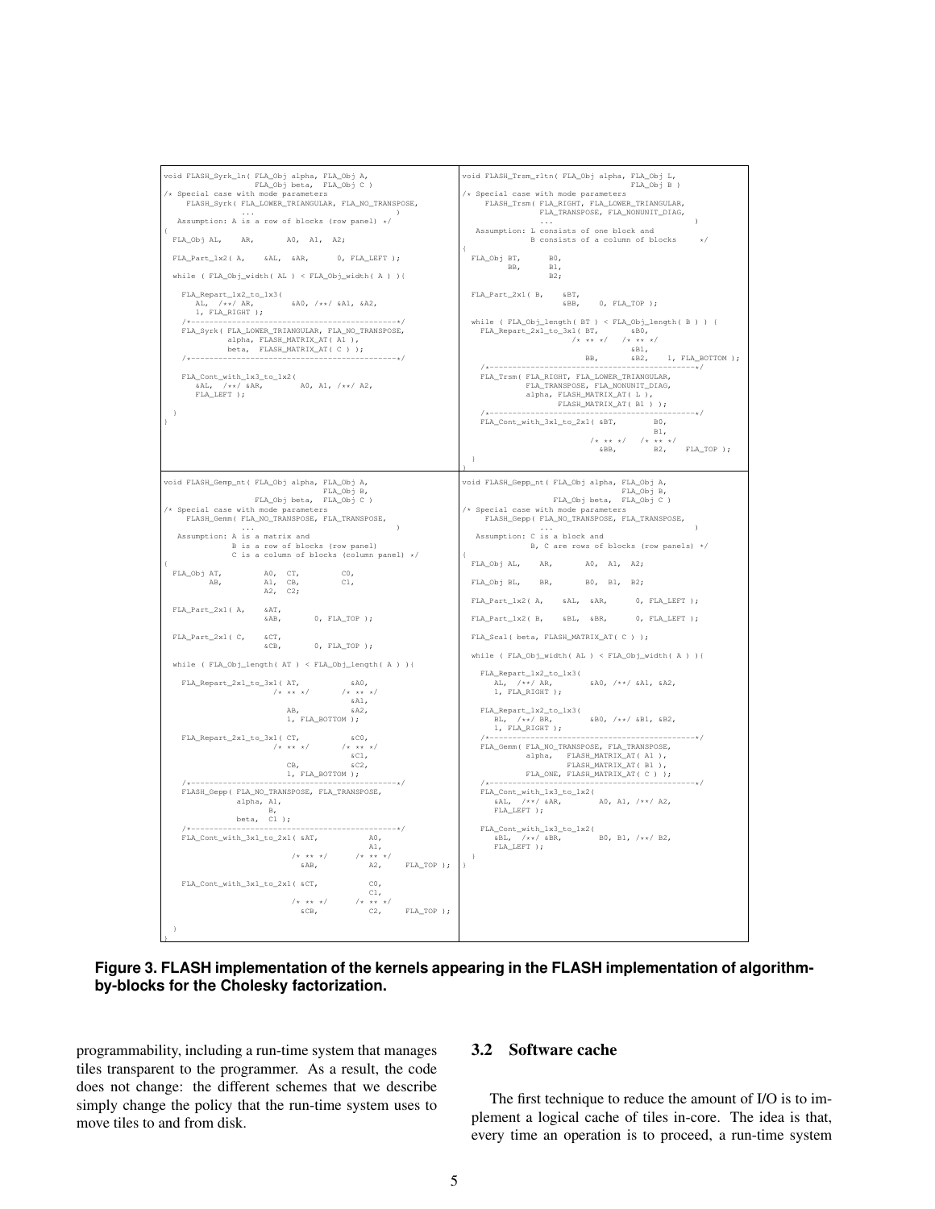```
void FLASH_Syrk_ln( FLA_Obj alpha, FLA_Obj A,
                    FLA_Obj beta,  FLA_Obj C )
/* Special case with mode parameters
     FLASH_Syrk( FLA_LOWER_TRIANGULAR, FLA_NO_TRANSPOSE,
                 ...                                   )
   Assumption: A is a row of blocks (row panel) */
{
  FLA_Obj AL,    AR,       A0,  A1,  A2;

  FLA_Part_1x2( A,    &AL,  &AR,      0, FLA_LEFT );

  while ( FLA_Obj_width( AL ) < FLA_Obj_width( A ) ){

    FLA_Repart_1x2_to_1x3(
       AL,  /**/ AR,        &A0, /**/ &A1, &A2,
       1, FLA_RIGHT );
    /*---------------------------------------------*/
    FLA_Syrk( FLA_LOWER_TRIANGULAR, FLA_NO_TRANSPOSE,
              alpha, FLASH_MATRIX_AT( A1 ),
              beta,  FLASH_MATRIX_AT( C ) );
    /*---------------------------------------------*/

    FLA_Cont_with_1x3_to_1x2(
       &AL,  /**/ &AR,        A0, A1, /**/ A2,
       FLA_LEFT );

  }
}
```

```
void FLASH_Trsm_rltn( FLA_Obj alpha, FLA_Obj L,
                                     FLA_Obj B )
/* Special case with mode parameters
     FLASH_Trsm( FLA_RIGHT, FLA_LOWER_TRIANGULAR,
                 FLA_TRANSPOSE, FLA_NONUNIT_DIAG,
                 ...                              )
   Assumption: L consists of one block and
               B consists of a column of blocks     */
{
  FLA_Obj BT,      B0,
          BB,      B1,
                   B2;

  FLA_Part_2x1( B,    &BT,
                      &BB,     0, FLA_TOP );

  while ( FLA_Obj_length( BT ) < FLA_Obj_length( B ) ) {
    FLA_Repart_2x1_to_3x1( BT,       &B0,
                        /* ** */   /* ** */
                                   &B1,
                           BB,       &B2,    1, FLA_BOTTOM );
    /*---------------------------------------------*/
    FLA_Trsm( FLA_RIGHT, FLA_LOWER_TRIANGULAR,
              FLA_TRANSPOSE, FLA_NONUNIT_DIAG,
              alpha, FLASH_MATRIX_AT( L ),
                     FLASH_MATRIX_AT( B1 ) );
    /*---------------------------------------------*/
    FLA_Cont_with_3x1_to_2x1( &BT,        B0,
                                          B1,
                           /* ** */   /* ** */
                              &BB,        B2,    FLA_TOP );
  }
}
```

```
void FLASH_Gemp_nt( FLA_Obj alpha, FLA_Obj A,
                                   FLA_Obj B,
                    FLA_Obj beta,  FLA_Obj C )
/* Special case with mode parameters
     FLASH_Gemm( FLA_NO_TRANSPOSE, FLA_TRANSPOSE,
                 ...                             )
   Assumption: A is a matrix and
               B is a row of blocks (row panel)
               C is a column of blocks (column panel) */
{
  FLA_Obj AT,         A0,  CT,         C0,
          AB,         A1,  CB,         C1,
                      A2,  C2;

  FLA_Part_2x1( A,    &AT,
                      &AB,       0, FLA_TOP );

  FLA_Part_2x1( C,    &CT,
                      &CB,       0, FLA_TOP );

  while ( FLA_Obj_length( AT ) < FLA_Obj_length( A ) ){

    FLA_Repart_2x1_to_3x1( AT,           &A0,
                        /* ** */       /* ** */
                                         &A1,
                           AB,           &A2,
                           1, FLA_BOTTOM );

    FLA_Repart_2x1_to_3x1( CT,           &C0,
                        /* ** */       /* ** */
                                         &C1,
                           CB,           &C2,
                           1, FLA_BOTTOM );
    /*---------------------------------------------*/
    FLASH_Gepp( FLA_NO_TRANSPOSE, FLA_TRANSPOSE,
                alpha, A1,
                       B,
                beta,  C1 );
    /*---------------------------------------------*/
    FLA_Cont_with_3x1_to_2x1( &AT,           A0,
                                             A1,
                           /* ** */      /* ** */
                              &AB,           A2,     FLA_TOP );

    FLA_Cont_with_3x1_to_2x1( &CT,           C0,
                                             C1,
                           /* ** */      /* ** */
                              &CB,           C2,     FLA_TOP );

  }
}
```

```
void FLASH_Gepp_nt( FLA_Obj alpha, FLA_Obj A,
                                   FLA_Obj B,
                    FLA_Obj beta,  FLA_Obj C )
/* Special case with mode parameters
     FLASH_Gepp( FLA_NO_TRANSPOSE, FLA_TRANSPOSE,
                 ...                             )
   Assumption: C is a block and
               B, C are rows of blocks (row panels) */
{
  FLA_Obj AL,    AR,       A0,  A1,  A2;

  FLA_Obj BL,    BR,       B0,  B1,  B2;

  FLA_Part_1x2( A,    &AL,  &AR,      0, FLA_LEFT );

  FLA_Part_1x2( B,    &BL,  &BR,      0, FLA_LEFT );

  FLA_Scal( beta, FLASH_MATRIX_AT( C ) );

  while ( FLA_Obj_width( AL ) < FLA_Obj_width( A ) ){

    FLA_Repart_1x2_to_1x3(
       AL,  /**/ AR,        &A0, /**/ &A1, &A2,
       1, FLA_RIGHT );

    FLA_Repart_1x2_to_1x3(
       BL,  /**/ BR,        &B0, /**/ &B1, &B2,
       1, FLA_RIGHT );
    /*---------------------------------------------*/
    FLA_Gemm( FLA_NO_TRANSPOSE, FLA_TRANSPOSE,
              alpha,  FLASH_MATRIX_AT( A1 ),
                      FLASH_MATRIX_AT( B1 ),
              FLA_ONE, FLASH_MATRIX_AT( C ) );
    /*---------------------------------------------*/
    FLA_Cont_with_1x3_to_1x2(
       &AL,  /**/ &AR,        A0, A1, /**/ A2,
       FLA_LEFT );

    FLA_Cont_with_1x3_to_1x2(
       &BL,  /**/ &BR,        B0, B1, /**/ B2,
       FLA_LEFT );
  }
}
```

**Figure 3. FLASH implementation of the kernels appearing in the FLASH implementation of algorithm-by-blocks for the Cholesky factorization.**

programmability, including a run-time system that manages tiles transparent to the programmer. As a result, the code does not change: the different schemes that we describe simply change the policy that the run-time system uses to move tiles to and from disk.

## 3.2 Software cache

The first technique to reduce the amount of I/O is to implement a logical cache of tiles in-core. The idea is that, every time an operation is to proceed, a run-time system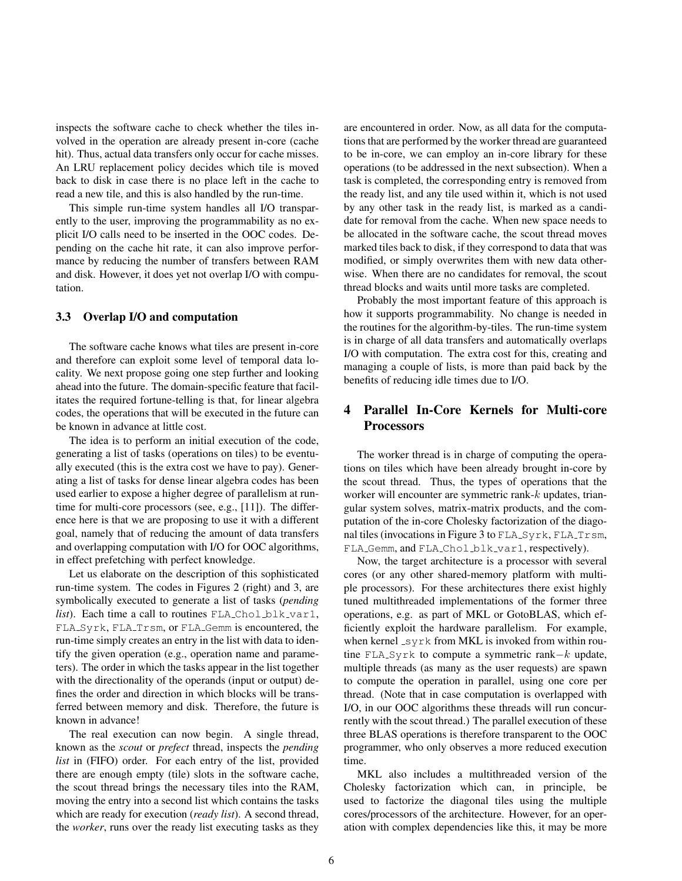inspects the software cache to check whether the tiles involved in the operation are already present in-core (cache hit). Thus, actual data transfers only occur for cache misses. An LRU replacement policy decides which tile is moved back to disk in case there is no place left in the cache to read a new tile, and this is also handled by the run-time.

This simple run-time system handles all I/O transparently to the user, improving the programmability as no explicit I/O calls need to be inserted in the OOC codes. Depending on the cache hit rate, it can also improve performance by reducing the number of transfers between RAM and disk. However, it does yet not overlap I/O with computation.

### 3.3 Overlap I/O and computation

The software cache knows what tiles are present in-core and therefore can exploit some level of temporal data locality. We next propose going one step further and looking ahead into the future. The domain-specific feature that facilitates the required fortune-telling is that, for linear algebra codes, the operations that will be executed in the future can be known in advance at little cost.

The idea is to perform an initial execution of the code, generating a list of tasks (operations on tiles) to be eventually executed (this is the extra cost we have to pay). Generating a list of tasks for dense linear algebra codes has been used earlier to expose a higher degree of parallelism at run-time for multi-core processors (see, e.g., [11]). The difference here is that we are proposing to use it with a different goal, namely that of reducing the amount of data transfers and overlapping computation with I/O for OOC algorithms, in effect prefetching with perfect knowledge.

Let us elaborate on the description of this sophisticated run-time system. The codes in Figures 2 (right) and 3, are symbolically executed to generate a list of tasks (*pending list*). Each time a call to routines `FLA_Chol_blk_var1`, `FLA_Syrk`, `FLA_Trsm`, or `FLA_Gemm` is encountered, the run-time simply creates an entry in the list with data to identify the given operation (e.g., operation name and parameters). The order in which the tasks appear in the list together with the directionality of the operands (input or output) defines the order and direction in which blocks will be transferred between memory and disk. Therefore, the future is known in advance!

The real execution can now begin. A single thread, known as the *scout* or *prefect* thread, inspects the *pending list* in (FIFO) order. For each entry of the list, provided there are enough empty (tile) slots in the software cache, the scout thread brings the necessary tiles into the RAM, moving the entry into a second list which contains the tasks which are ready for execution (*ready list*). A second thread, the *worker*, runs over the ready list executing tasks as they are encountered in order. Now, as all data for the computations that are performed by the worker thread are guaranteed to be in-core, we can employ an in-core library for these operations (to be addressed in the next subsection). When a task is completed, the corresponding entry is removed from the ready list, and any tile used within it, which is not used by any other task in the ready list, is marked as a candidate for removal from the cache. When new space needs to be allocated in the software cache, the scout thread moves marked tiles back to disk, if they correspond to data that was modified, or simply overwrites them with new data otherwise. When there are no candidates for removal, the scout thread blocks and waits until more tasks are completed.

Probably the most important feature of this approach is how it supports programmability. No change is needed in the routines for the algorithm-by-tiles. The run-time system is in charge of all data transfers and automatically overlaps I/O with computation. The extra cost for this, creating and managing a couple of lists, is more than paid back by the benefits of reducing idle times due to I/O.

## 4 Parallel In-Core Kernels for Multi-core Processors

The worker thread is in charge of computing the operations on tiles which have been already brought in-core by the scout thread. Thus, the types of operations that the worker will encounter are symmetric rank-$k$ updates, triangular system solves, matrix-matrix products, and the computation of the in-core Cholesky factorization of the diagonal tiles (invocations in Figure 3 to `FLA_Syrk`, `FLA_Trsm`, `FLA_Gemm`, and `FLA_Chol_blk_var1`, respectively).

Now, the target architecture is a processor with several cores (or any other shared-memory platform with multiple processors). For these architectures there exist highly tuned multithreaded implementations of the former three operations, e.g. as part of MKL or GotoBLAS, which efficiently exploit the hardware parallelism. For example, when kernel `_syrk` from MKL is invoked from within routine `FLA_Syrk` to compute a symmetric rank$-k$ update, multiple threads (as many as the user requests) are spawn to compute the operation in parallel, using one core per thread. (Note that in case computation is overlapped with I/O, in our OOC algorithms these threads will run concurrently with the scout thread.) The parallel execution of these three BLAS operations is therefore transparent to the OOC programmer, who only observes a more reduced execution time.

MKL also includes a multithreaded version of the Cholesky factorization which can, in principle, be used to factorize the diagonal tiles using the multiple cores/processors of the architecture. However, for an operation with complex dependencies like this, it may be more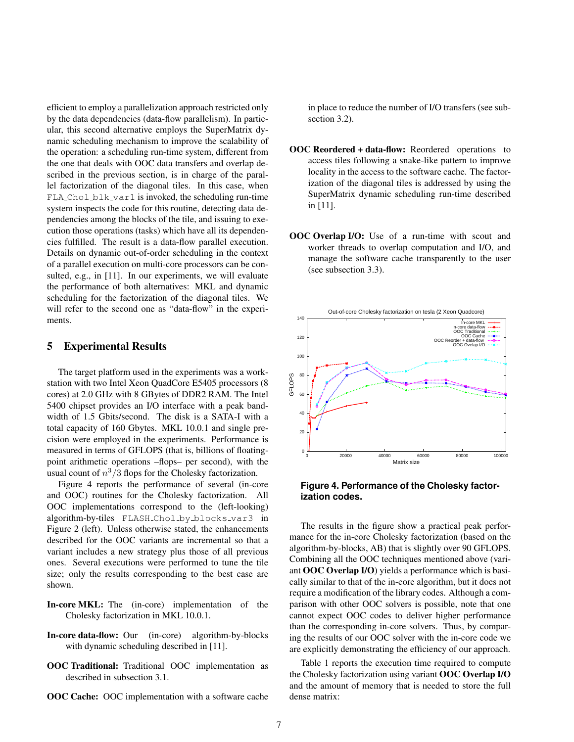efficient to employ a parallelization approach restricted only by the data dependencies (data-flow parallelism). In particular, this second alternative employs the SuperMatrix dynamic scheduling mechanism to improve the scalability of the operation: a scheduling run-time system, different from the one that deals with OOC data transfers and overlap described in the previous section, is in charge of the parallel factorization of the diagonal tiles. In this case, when `FLA_Chol_blk_var1` is invoked, the scheduling run-time system inspects the code for this routine, detecting data dependencies among the blocks of the tile, and issuing to execution those operations (tasks) which have all its dependencies fulfilled. The result is a data-flow parallel execution. Details on dynamic out-of-order scheduling in the context of a parallel execution on multi-core processors can be consulted, e.g., in [11]. In our experiments, we will evaluate the performance of both alternatives: MKL and dynamic scheduling for the factorization of the diagonal tiles. We will refer to the second one as "data-flow" in the experiments.

## 5 Experimental Results

The target platform used in the experiments was a workstation with two Intel Xeon QuadCore E5405 processors (8 cores) at 2.0 GHz with 8 GBytes of DDR2 RAM. The Intel 5400 chipset provides an I/O interface with a peak bandwidth of 1.5 Gbits/second. The disk is a SATA-I with a total capacity of 160 Gbytes. MKL 10.0.1 and single precision were employed in the experiments. Performance is measured in terms of GFLOPS (that is, billions of floating-point arithmetic operations –flops– per second), with the usual count of $n^3/3$ flops for the Cholesky factorization.

Figure 4 reports the performance of several (in-core and OOC) routines for the Cholesky factorization. All OOC implementations correspond to the (left-looking) algorithm-by-tiles `FLASH_Chol_by_blocks_var3` in Figure 2 (left). Unless otherwise stated, the enhancements described for the OOC variants are incremental so that a variant includes a new strategy plus those of all previous ones. Several executions were performed to tune the tile size; only the results corresponding to the best case are shown.

**In-core MKL:** The (in-core) implementation of the Cholesky factorization in MKL 10.0.1.

**In-core data-flow:** Our (in-core) algorithm-by-blocks with dynamic scheduling described in [11].

**OOC Traditional:** Traditional OOC implementation as described in subsection 3.1.

**OOC Cache:** OOC implementation with a software cache in place to reduce the number of I/O transfers (see subsection 3.2).

**OOC Reordered + data-flow:** Reordered operations to access tiles following a snake-like pattern to improve locality in the access to the software cache. The factorization of the diagonal tiles is addressed by using the SuperMatrix dynamic scheduling run-time described in [11].

**OOC Overlap I/O:** Use of a run-time with scout and worker threads to overlap computation and I/O, and manage the software cache transparently to the user (see subsection 3.3).

**Figure 4. Performance of the Cholesky factorization codes.**

The results in the figure show a practical peak performance for the in-core Cholesky factorization (based on the algorithm-by-blocks, AB) that is slightly over 90 GFLOPS. Combining all the OOC techniques mentioned above (variant **OOC Overlap I/O**) yields a performance which is basically similar to that of the in-core algorithm, but it does not require a modification of the library codes. Although a comparison with other OOC solvers is possible, note that one cannot expect OOC codes to deliver higher performance than the corresponding in-core solvers. Thus, by comparing the results of our OOC solver with the in-core code we are explicitly demonstrating the efficiency of our approach.

Table 1 reports the execution time required to compute the Cholesky factorization using variant **OOC Overlap I/O** and the amount of memory that is needed to store the full dense matrix: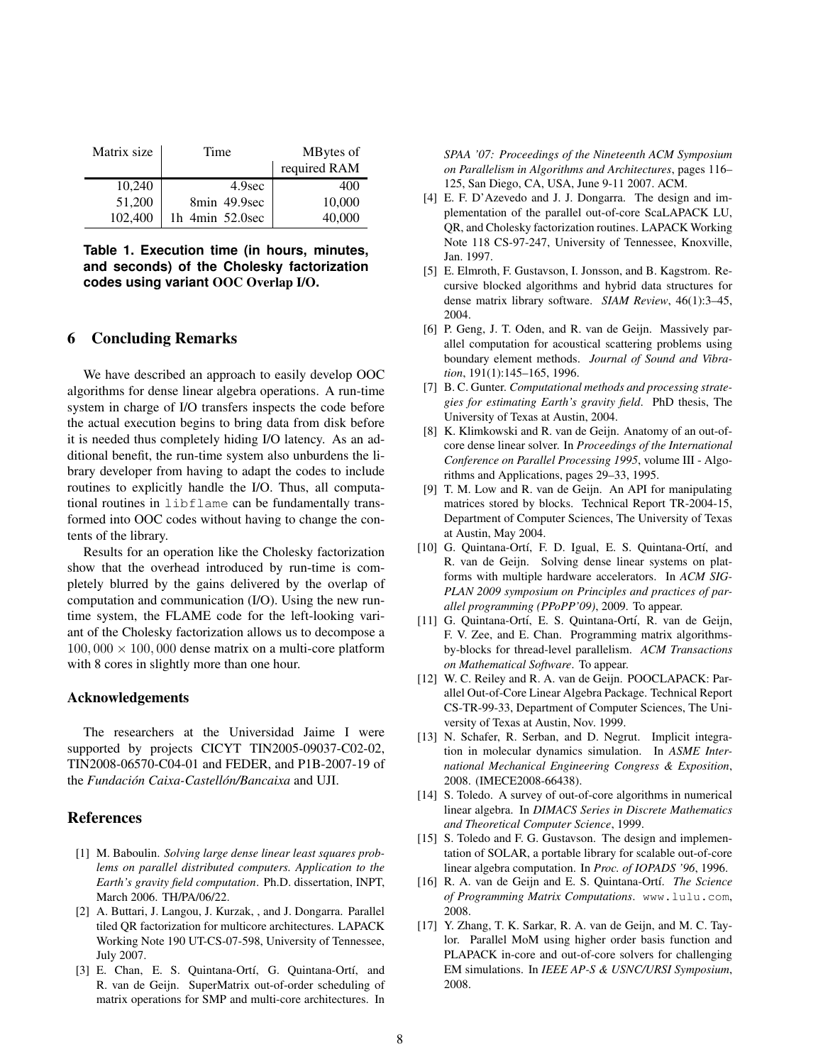| Matrix size | Time | MBytes of required RAM |
|---|---|---|
| 10,240 | 4.9sec | 400 |
| 51,200 | 8min 49.9sec | 10,000 |
| 102,400 | 1h 4min 52.0sec | 40,000 |

**Table 1. Execution time (in hours, minutes, and seconds) of the Cholesky factorization codes using variant OOC Overlap I/O.**

## 6 Concluding Remarks

We have described an approach to easily develop OOC algorithms for dense linear algebra operations. A run-time system in charge of I/O transfers inspects the code before the actual execution begins to bring data from disk before it is needed thus completely hiding I/O latency. As an additional benefit, the run-time system also unburdens the library developer from having to adapt the codes to include routines to explicitly handle the I/O. Thus, all computational routines in `libflame` can be fundamentally transformed into OOC codes without having to change the contents of the library.

Results for an operation like the Cholesky factorization show that the overhead introduced by run-time is completely blurred by the gains delivered by the overlap of computation and communication (I/O). Using the new runtime system, the FLAME code for the left-looking variant of the Cholesky factorization allows us to decompose a $100,000 \times 100,000$ dense matrix on a multi-core platform with 8 cores in slightly more than one hour.

### Acknowledgements

The researchers at the Universidad Jaime I were supported by projects CICYT TIN2005-09037-C02-02, TIN2008-06570-C04-01 and FEDER, and P1B-2007-19 of the *Fundación Caixa-Castellón/Bancaixa* and UJI.

## References

[1] M. Baboulin. *Solving large dense linear least squares problems on parallel distributed computers. Application to the Earth's gravity field computation*. Ph.D. dissertation, INPT, March 2006. TH/PA/06/22.

[2] A. Buttari, J. Langou, J. Kurzak, , and J. Dongarra. Parallel tiled QR factorization for multicore architectures. LAPACK Working Note 190 UT-CS-07-598, University of Tennessee, July 2007.

[3] E. Chan, E. S. Quintana-Ortí, G. Quintana-Ortí, and R. van de Geijn. SuperMatrix out-of-order scheduling of matrix operations for SMP and multi-core architectures. In *SPAA '07: Proceedings of the Nineteenth ACM Symposium on Parallelism in Algorithms and Architectures*, pages 116–125, San Diego, CA, USA, June 9-11 2007. ACM.

[4] E. F. D'Azevedo and J. J. Dongarra. The design and implementation of the parallel out-of-core ScaLAPACK LU, QR, and Cholesky factorization routines. LAPACK Working Note 118 CS-97-247, University of Tennessee, Knoxville, Jan. 1997.

[5] E. Elmroth, F. Gustavson, I. Jonsson, and B. Kagstrom. Recursive blocked algorithms and hybrid data structures for dense matrix library software. *SIAM Review*, 46(1):3–45, 2004.

[6] P. Geng, J. T. Oden, and R. van de Geijn. Massively parallel computation for acoustical scattering problems using boundary element methods. *Journal of Sound and Vibration*, 191(1):145–165, 1996.

[7] B. C. Gunter. *Computational methods and processing strategies for estimating Earth's gravity field*. PhD thesis, The University of Texas at Austin, 2004.

[8] K. Klimkowski and R. van de Geijn. Anatomy of an out-of-core dense linear solver. In *Proceedings of the International Conference on Parallel Processing 1995*, volume III - Algorithms and Applications, pages 29–33, 1995.

[9] T. M. Low and R. van de Geijn. An API for manipulating matrices stored by blocks. Technical Report TR-2004-15, Department of Computer Sciences, The University of Texas at Austin, May 2004.

[10] G. Quintana-Ortí, F. D. Igual, E. S. Quintana-Ortí, and R. van de Geijn. Solving dense linear systems on platforms with multiple hardware accelerators. In *ACM SIGPLAN 2009 symposium on Principles and practices of parallel programming (PPoPP'09)*, 2009. To appear.

[11] G. Quintana-Ortí, E. S. Quintana-Ortí, R. van de Geijn, F. V. Zee, and E. Chan. Programming matrix algorithms-by-blocks for thread-level parallelism. *ACM Transactions on Mathematical Software*. To appear.

[12] W. C. Reiley and R. A. van de Geijn. POOCLAPACK: Parallel Out-of-Core Linear Algebra Package. Technical Report CS-TR-99-33, Department of Computer Sciences, The University of Texas at Austin, Nov. 1999.

[13] N. Schafer, R. Serban, and D. Negrut. Implicit integration in molecular dynamics simulation. In *ASME International Mechanical Engineering Congress & Exposition*, 2008. (IMECE2008-66438).

[14] S. Toledo. A survey of out-of-core algorithms in numerical linear algebra. In *DIMACS Series in Discrete Mathematics and Theoretical Computer Science*, 1999.

[15] S. Toledo and F. G. Gustavson. The design and implementation of SOLAR, a portable library for scalable out-of-core linear algebra computation. In *Proc. of IOPADS '96*, 1996.

[16] R. A. van de Geijn and E. S. Quintana-Ortí. *The Science of Programming Matrix Computations*. `www.lulu.com`, 2008.

[17] Y. Zhang, T. K. Sarkar, R. A. van de Geijn, and M. C. Taylor. Parallel MoM using higher order basis function and PLAPACK in-core and out-of-core solvers for challenging EM simulations. In *IEEE AP-S & USNC/URSI Symposium*, 2008.